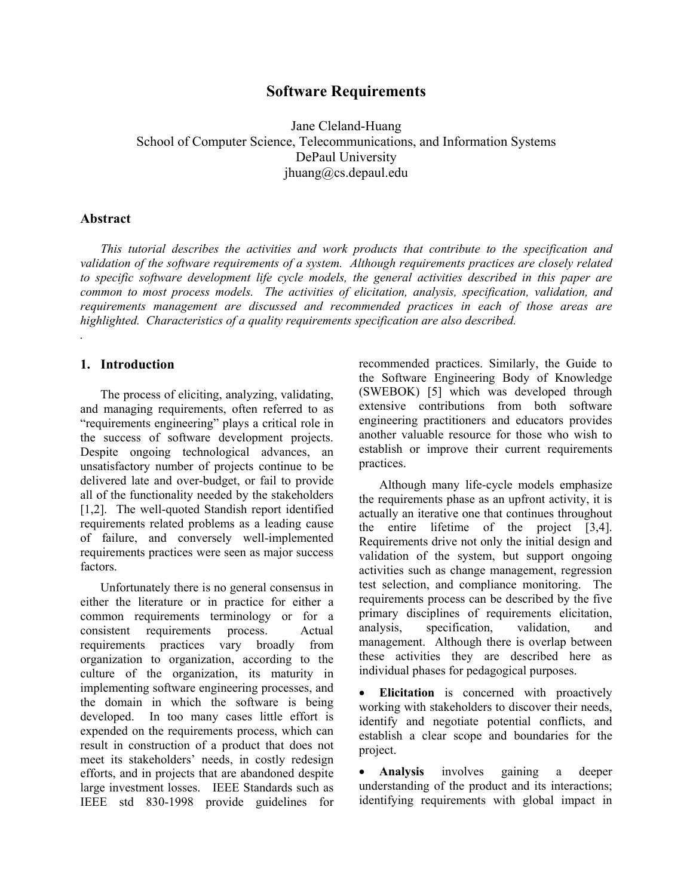# Software Requirements

Jane Cleland-Huang
School of Computer Science, Telecommunications, and Information Systems
DePaul University
jhuang@cs.depaul.edu

## Abstract

*This tutorial describes the activities and work products that contribute to the specification and validation of the software requirements of a system. Although requirements practices are closely related to specific software development life cycle models, the general activities described in this paper are common to most process models. The activities of elicitation, analysis, specification, validation, and requirements management are discussed and recommended practices in each of those areas are highlighted. Characteristics of a quality requirements specification are also described.*

## 1. Introduction

The process of eliciting, analyzing, validating, and managing requirements, often referred to as "requirements engineering" plays a critical role in the success of software development projects. Despite ongoing technological advances, an unsatisfactory number of projects continue to be delivered late and over-budget, or fail to provide all of the functionality needed by the stakeholders [1,2]. The well-quoted Standish report identified requirements related problems as a leading cause of failure, and conversely well-implemented requirements practices were seen as major success factors.

Unfortunately there is no general consensus in either the literature or in practice for either a common requirements terminology or for a consistent requirements process. Actual requirements practices vary broadly from organization to organization, according to the culture of the organization, its maturity in implementing software engineering processes, and the domain in which the software is being developed. In too many cases little effort is expended on the requirements process, which can result in construction of a product that does not meet its stakeholders' needs, in costly redesign efforts, and in projects that are abandoned despite large investment losses. IEEE Standards such as IEEE std 830-1998 provide guidelines for recommended practices. Similarly, the Guide to the Software Engineering Body of Knowledge (SWEBOK) [5] which was developed through extensive contributions from both software engineering practitioners and educators provides another valuable resource for those who wish to establish or improve their current requirements practices.

Although many life-cycle models emphasize the requirements phase as an upfront activity, it is actually an iterative one that continues throughout the entire lifetime of the project [3,4]. Requirements drive not only the initial design and validation of the system, but support ongoing activities such as change management, regression test selection, and compliance monitoring. The requirements process can be described by the five primary disciplines of requirements elicitation, analysis, specification, validation, and management. Although there is overlap between these activities they are described here as individual phases for pedagogical purposes.

- **Elicitation** is concerned with proactively working with stakeholders to discover their needs, identify and negotiate potential conflicts, and establish a clear scope and boundaries for the project.
- **Analysis** involves gaining a deeper understanding of the product and its interactions; identifying requirements with global impact in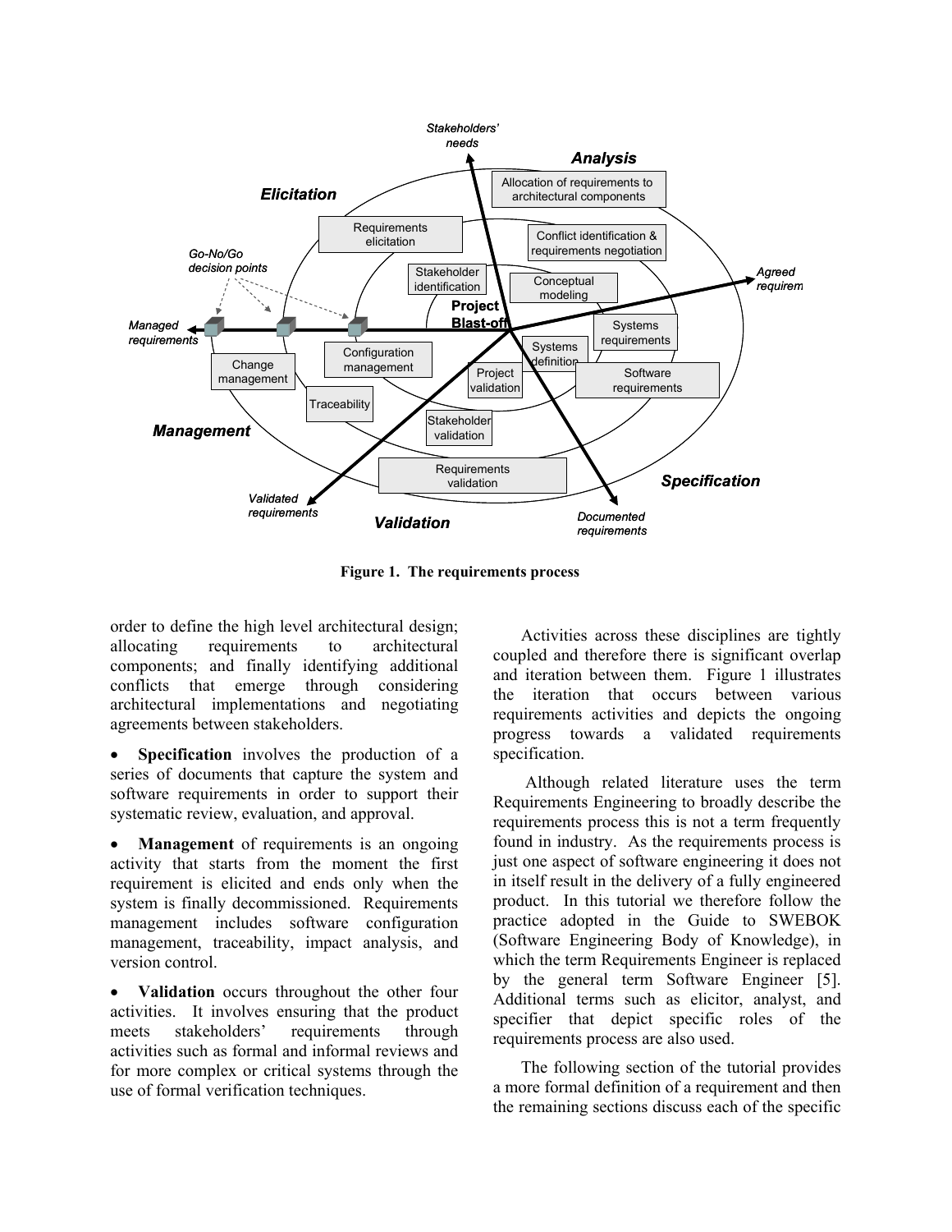Figure 1. The requirements process

order to define the high level architectural design; allocating requirements to architectural components; and finally identifying additional conflicts that emerge through considering architectural implementations and negotiating agreements between stakeholders.

- **Specification** involves the production of a series of documents that capture the system and software requirements in order to support their systematic review, evaluation, and approval.

- **Management** of requirements is an ongoing activity that starts from the moment the first requirement is elicited and ends only when the system is finally decommissioned. Requirements management includes software configuration management, traceability, impact analysis, and version control.

- **Validation** occurs throughout the other four activities. It involves ensuring that the product meets stakeholders' requirements through activities such as formal and informal reviews and for more complex or critical systems through the use of formal verification techniques.

Activities across these disciplines are tightly coupled and therefore there is significant overlap and iteration between them. Figure 1 illustrates the iteration that occurs between various requirements activities and depicts the ongoing progress towards a validated requirements specification.

Although related literature uses the term Requirements Engineering to broadly describe the requirements process this is not a term frequently found in industry. As the requirements process is just one aspect of software engineering it does not in itself result in the delivery of a fully engineered product. In this tutorial we therefore follow the practice adopted in the Guide to SWEBOK (Software Engineering Body of Knowledge), in which the term Requirements Engineer is replaced by the general term Software Engineer [5]. Additional terms such as elicitor, analyst, and specifier that depict specific roles of the requirements process are also used.

The following section of the tutorial provides a more formal definition of a requirement and then the remaining sections discuss each of the specific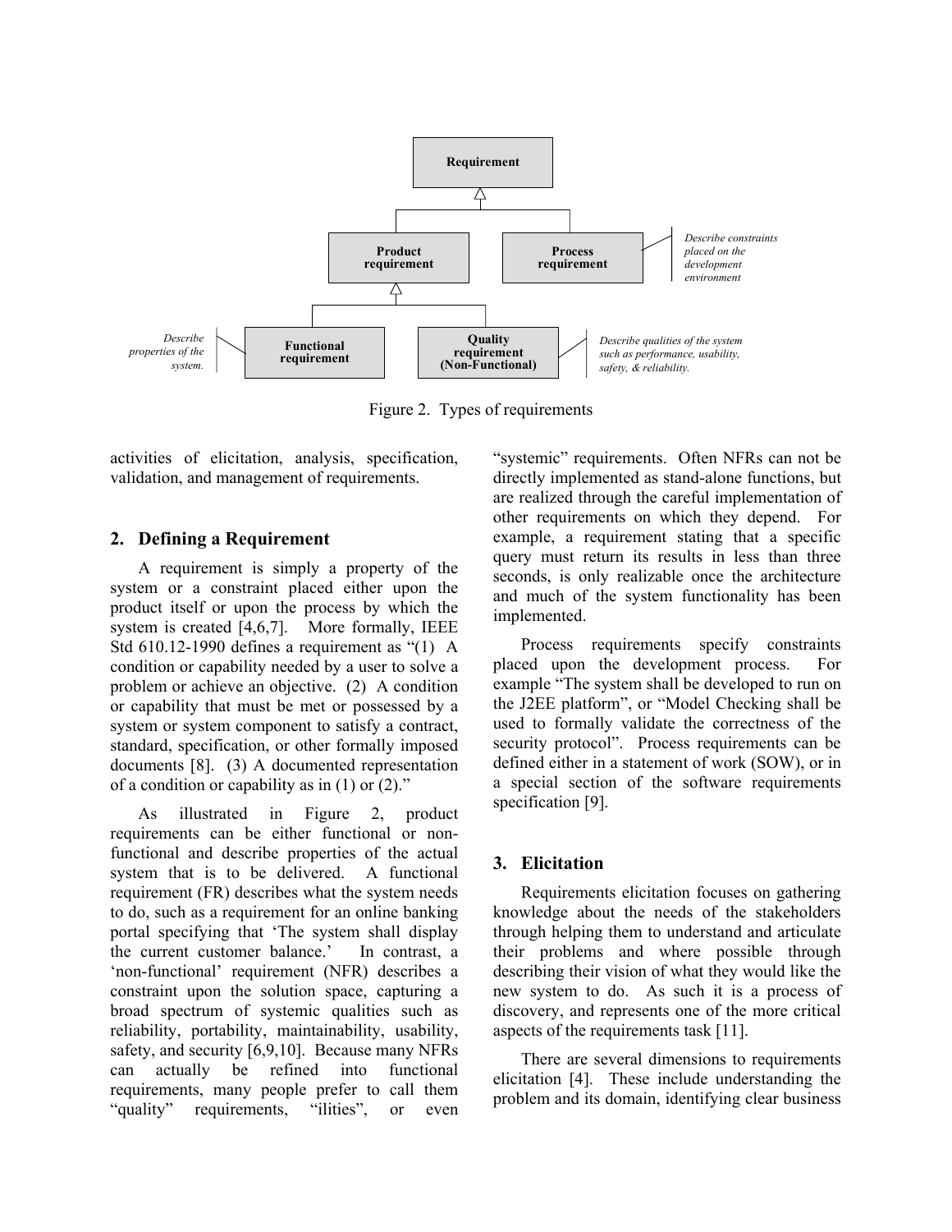Figure 2. Types of requirements

activities of elicitation, analysis, specification, validation, and management of requirements.

## 2. Defining a Requirement

A requirement is simply a property of the system or a constraint placed either upon the product itself or upon the process by which the system is created [4,6,7]. More formally, IEEE Std 610.12-1990 defines a requirement as "(1) A condition or capability needed by a user to solve a problem or achieve an objective. (2) A condition or capability that must be met or possessed by a system or system component to satisfy a contract, standard, specification, or other formally imposed documents [8]. (3) A documented representation of a condition or capability as in (1) or (2)."

As illustrated in Figure 2, product requirements can be either functional or non-functional and describe properties of the actual system that is to be delivered. A functional requirement (FR) describes what the system needs to do, such as a requirement for an online banking portal specifying that 'The system shall display the current customer balance.' In contrast, a 'non-functional' requirement (NFR) describes a constraint upon the solution space, capturing a broad spectrum of systemic qualities such as reliability, portability, maintainability, usability, safety, and security [6,9,10]. Because many NFRs can actually be refined into functional requirements, many people prefer to call them "quality" requirements, "ilities", or even "systemic" requirements. Often NFRs can not be directly implemented as stand-alone functions, but are realized through the careful implementation of other requirements on which they depend. For example, a requirement stating that a specific query must return its results in less than three seconds, is only realizable once the architecture and much of the system functionality has been implemented.

Process requirements specify constraints placed upon the development process. For example "The system shall be developed to run on the J2EE platform", or "Model Checking shall be used to formally validate the correctness of the security protocol". Process requirements can be defined either in a statement of work (SOW), or in a special section of the software requirements specification [9].

## 3. Elicitation

Requirements elicitation focuses on gathering knowledge about the needs of the stakeholders through helping them to understand and articulate their problems and where possible through describing their vision of what they would like the new system to do. As such it is a process of discovery, and represents one of the more critical aspects of the requirements task [11].

There are several dimensions to requirements elicitation [4]. These include understanding the problem and its domain, identifying clear business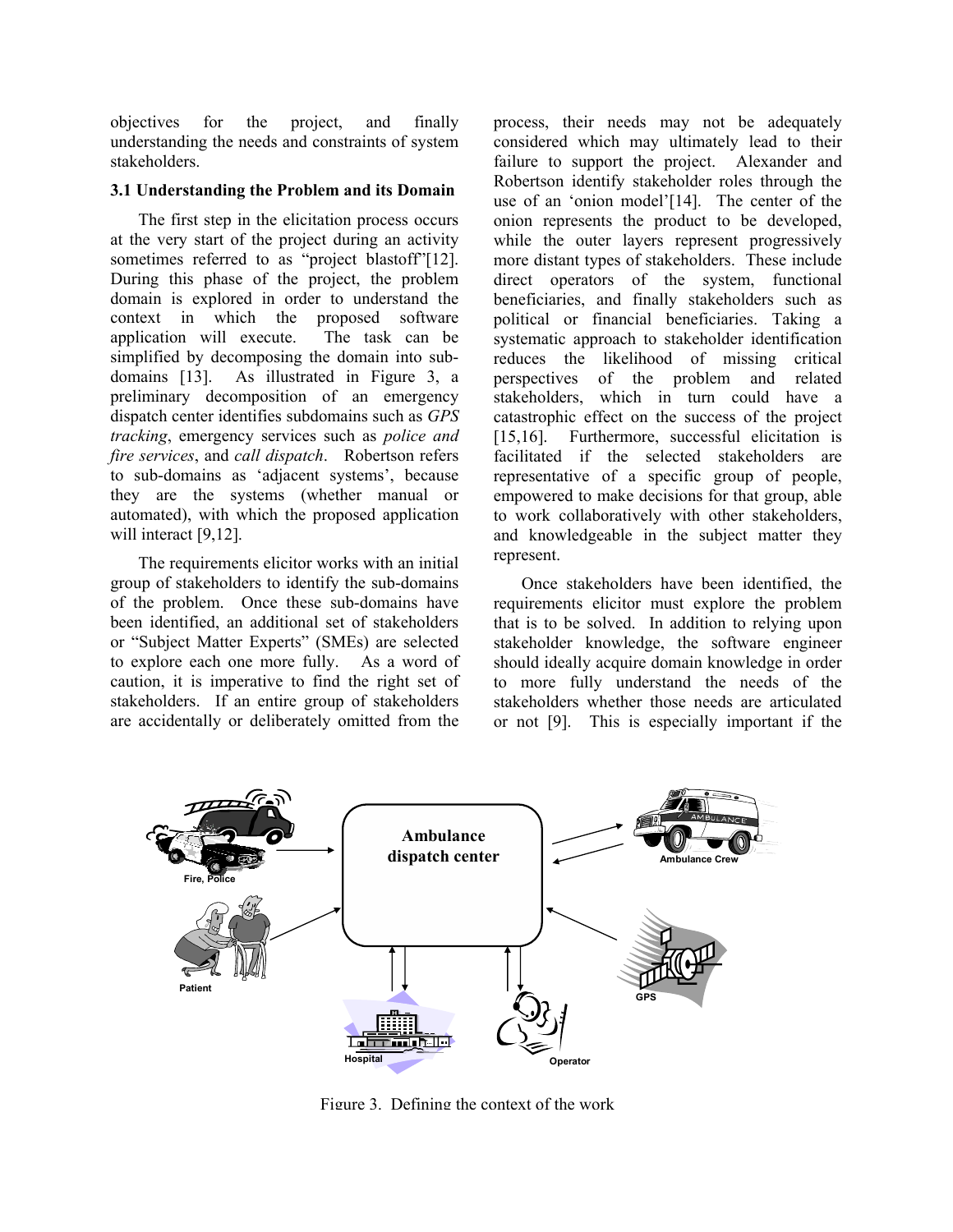objectives for the project, and finally understanding the needs and constraints of system stakeholders.

### 3.1 Understanding the Problem and its Domain

The first step in the elicitation process occurs at the very start of the project during an activity sometimes referred to as "project blastoff"[12]. During this phase of the project, the problem domain is explored in order to understand the context in which the proposed software application will execute. The task can be simplified by decomposing the domain into sub-domains [13]. As illustrated in Figure 3, a preliminary decomposition of an emergency dispatch center identifies subdomains such as *GPS tracking*, emergency services such as *police and fire services*, and *call dispatch*. Robertson refers to sub-domains as 'adjacent systems', because they are the systems (whether manual or automated), with which the proposed application will interact [9,12].

The requirements elicitor works with an initial group of stakeholders to identify the sub-domains of the problem. Once these sub-domains have been identified, an additional set of stakeholders or "Subject Matter Experts" (SMEs) are selected to explore each one more fully. As a word of caution, it is imperative to find the right set of stakeholders. If an entire group of stakeholders are accidentally or deliberately omitted from the process, their needs may not be adequately considered which may ultimately lead to their failure to support the project. Alexander and Robertson identify stakeholder roles through the use of an 'onion model'[14]. The center of the onion represents the product to be developed, while the outer layers represent progressively more distant types of stakeholders. These include direct operators of the system, functional beneficiaries, and finally stakeholders such as political or financial beneficiaries. Taking a systematic approach to stakeholder identification reduces the likelihood of missing critical perspectives of the problem and related stakeholders, which in turn could have a catastrophic effect on the success of the project [15,16]. Furthermore, successful elicitation is facilitated if the selected stakeholders are representative of a specific group of people, empowered to make decisions for that group, able to work collaboratively with other stakeholders, and knowledgeable in the subject matter they represent.

Once stakeholders have been identified, the requirements elicitor must explore the problem that is to be solved. In addition to relying upon stakeholder knowledge, the software engineer should ideally acquire domain knowledge in order to more fully understand the needs of the stakeholders whether those needs are articulated or not [9]. This is especially important if the

Figure 3. Defining the context of the work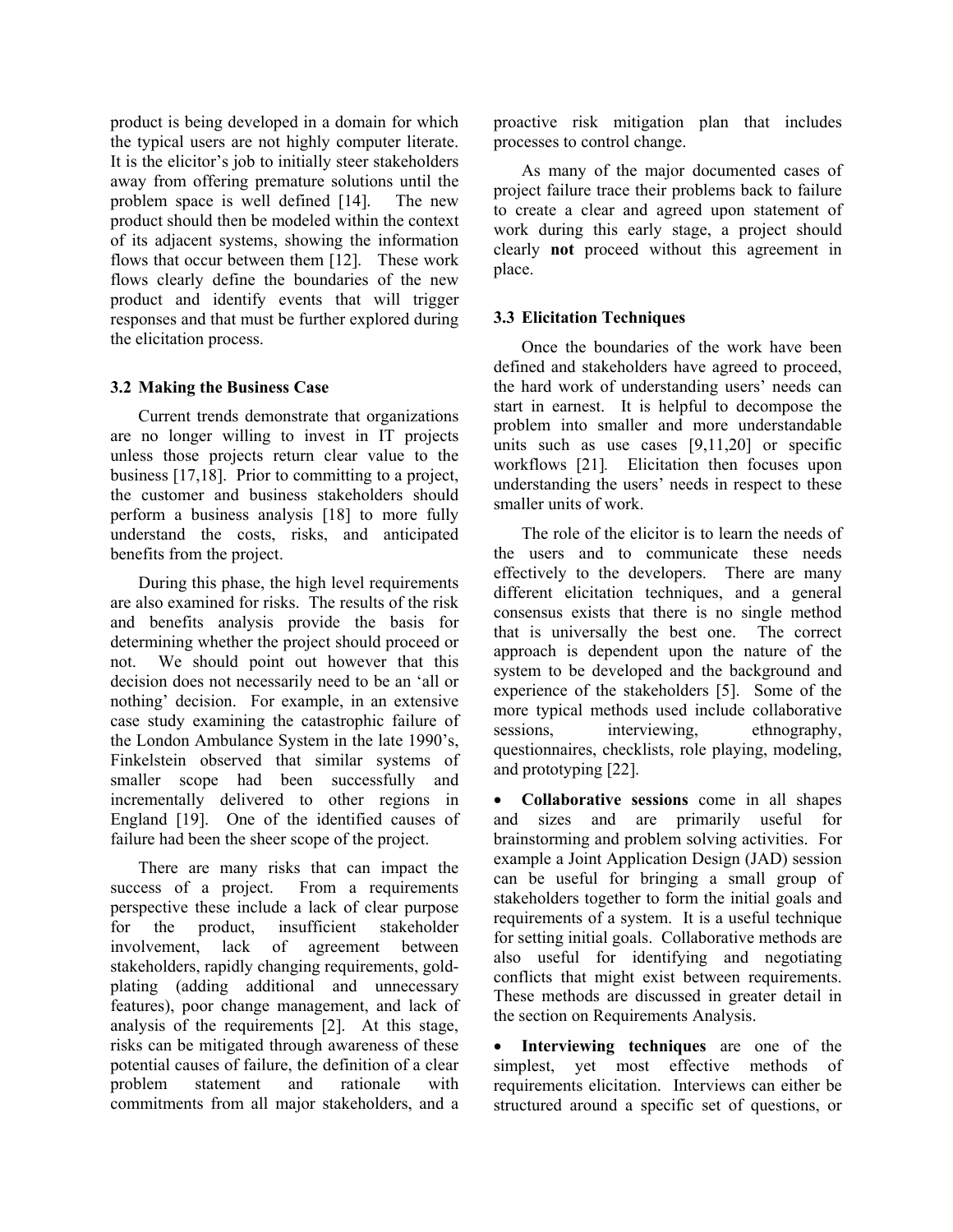product is being developed in a domain for which the typical users are not highly computer literate. It is the elicitor's job to initially steer stakeholders away from offering premature solutions until the problem space is well defined [14]. The new product should then be modeled within the context of its adjacent systems, showing the information flows that occur between them [12]. These work flows clearly define the boundaries of the new product and identify events that will trigger responses and that must be further explored during the elicitation process.

### 3.2 Making the Business Case

Current trends demonstrate that organizations are no longer willing to invest in IT projects unless those projects return clear value to the business [17,18]. Prior to committing to a project, the customer and business stakeholders should perform a business analysis [18] to more fully understand the costs, risks, and anticipated benefits from the project.

During this phase, the high level requirements are also examined for risks. The results of the risk and benefits analysis provide the basis for determining whether the project should proceed or not. We should point out however that this decision does not necessarily need to be an 'all or nothing' decision. For example, in an extensive case study examining the catastrophic failure of the London Ambulance System in the late 1990's, Finkelstein observed that similar systems of smaller scope had been successfully and incrementally delivered to other regions in England [19]. One of the identified causes of failure had been the sheer scope of the project.

There are many risks that can impact the success of a project. From a requirements perspective these include a lack of clear purpose for the product, insufficient stakeholder involvement, lack of agreement between stakeholders, rapidly changing requirements, gold-plating (adding additional and unnecessary features), poor change management, and lack of analysis of the requirements [2]. At this stage, risks can be mitigated through awareness of these potential causes of failure, the definition of a clear problem statement and rationale with commitments from all major stakeholders, and a proactive risk mitigation plan that includes processes to control change.

As many of the major documented cases of project failure trace their problems back to failure to create a clear and agreed upon statement of work during this early stage, a project should clearly **not** proceed without this agreement in place.

### 3.3 Elicitation Techniques

Once the boundaries of the work have been defined and stakeholders have agreed to proceed, the hard work of understanding users' needs can start in earnest. It is helpful to decompose the problem into smaller and more understandable units such as use cases [9,11,20] or specific workflows [21]. Elicitation then focuses upon understanding the users' needs in respect to these smaller units of work.

The role of the elicitor is to learn the needs of the users and to communicate these needs effectively to the developers. There are many different elicitation techniques, and a general consensus exists that there is no single method that is universally the best one. The correct approach is dependent upon the nature of the system to be developed and the background and experience of the stakeholders [5]. Some of the more typical methods used include collaborative sessions, interviewing, ethnography, questionnaires, checklists, role playing, modeling, and prototyping [22].

- **Collaborative sessions** come in all shapes and sizes and are primarily useful for brainstorming and problem solving activities. For example a Joint Application Design (JAD) session can be useful for bringing a small group of stakeholders together to form the initial goals and requirements of a system. It is a useful technique for setting initial goals. Collaborative methods are also useful for identifying and negotiating conflicts that might exist between requirements. These methods are discussed in greater detail in the section on Requirements Analysis.

- **Interviewing techniques** are one of the simplest, yet most effective methods of requirements elicitation. Interviews can either be structured around a specific set of questions, or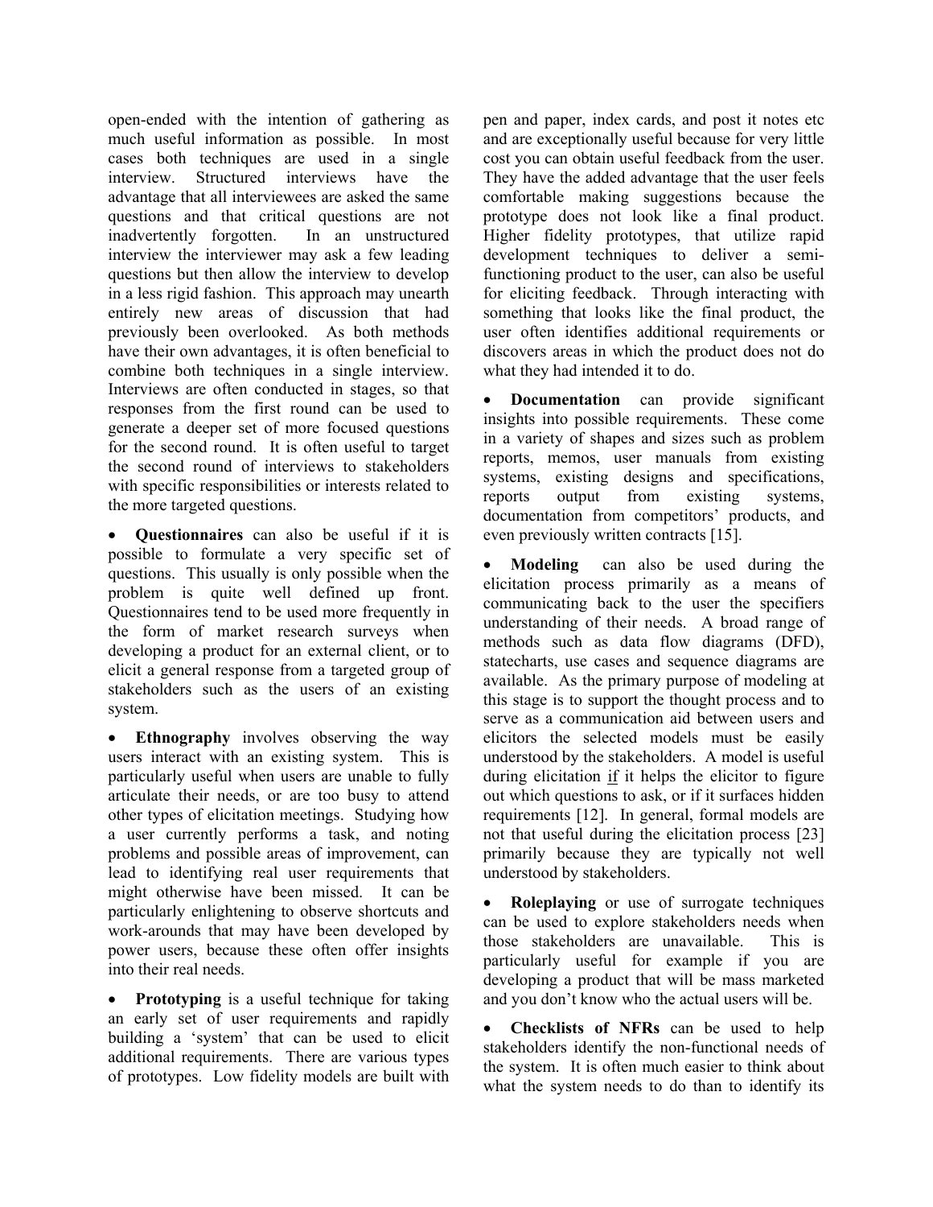open-ended with the intention of gathering as much useful information as possible. In most cases both techniques are used in a single interview. Structured interviews have the advantage that all interviewees are asked the same questions and that critical questions are not inadvertently forgotten. In an unstructured interview the interviewer may ask a few leading questions but then allow the interview to develop in a less rigid fashion. This approach may unearth entirely new areas of discussion that had previously been overlooked. As both methods have their own advantages, it is often beneficial to combine both techniques in a single interview. Interviews are often conducted in stages, so that responses from the first round can be used to generate a deeper set of more focused questions for the second round. It is often useful to target the second round of interviews to stakeholders with specific responsibilities or interests related to the more targeted questions.

- **Questionnaires** can also be useful if it is possible to formulate a very specific set of questions. This usually is only possible when the problem is quite well defined up front. Questionnaires tend to be used more frequently in the form of market research surveys when developing a product for an external client, or to elicit a general response from a targeted group of stakeholders such as the users of an existing system.

- **Ethnography** involves observing the way users interact with an existing system. This is particularly useful when users are unable to fully articulate their needs, or are too busy to attend other types of elicitation meetings. Studying how a user currently performs a task, and noting problems and possible areas of improvement, can lead to identifying real user requirements that might otherwise have been missed. It can be particularly enlightening to observe shortcuts and work-arounds that may have been developed by power users, because these often offer insights into their real needs.

- **Prototyping** is a useful technique for taking an early set of user requirements and rapidly building a 'system' that can be used to elicit additional requirements. There are various types of prototypes. Low fidelity models are built with pen and paper, index cards, and post it notes etc and are exceptionally useful because for very little cost you can obtain useful feedback from the user. They have the added advantage that the user feels comfortable making suggestions because the prototype does not look like a final product. Higher fidelity prototypes, that utilize rapid development techniques to deliver a semi-functioning product to the user, can also be useful for eliciting feedback. Through interacting with something that looks like the final product, the user often identifies additional requirements or discovers areas in which the product does not do what they had intended it to do.

- **Documentation** can provide significant insights into possible requirements. These come in a variety of shapes and sizes such as problem reports, memos, user manuals from existing systems, existing designs and specifications, reports output from existing systems, documentation from competitors' products, and even previously written contracts [15].

- **Modeling** can also be used during the elicitation process primarily as a means of communicating back to the user the specifiers understanding of their needs. A broad range of methods such as data flow diagrams (DFD), statecharts, use cases and sequence diagrams are available. As the primary purpose of modeling at this stage is to support the thought process and to serve as a communication aid between users and elicitors the selected models must be easily understood by the stakeholders. A model is useful during elicitation <u>if</u> it helps the elicitor to figure out which questions to ask, or if it surfaces hidden requirements [12]. In general, formal models are not that useful during the elicitation process [23] primarily because they are typically not well understood by stakeholders.

- **Roleplaying** or use of surrogate techniques can be used to explore stakeholders needs when those stakeholders are unavailable. This is particularly useful for example if you are developing a product that will be mass marketed and you don't know who the actual users will be.

- **Checklists of NFRs** can be used to help stakeholders identify the non-functional needs of the system. It is often much easier to think about what the system needs to do than to identify its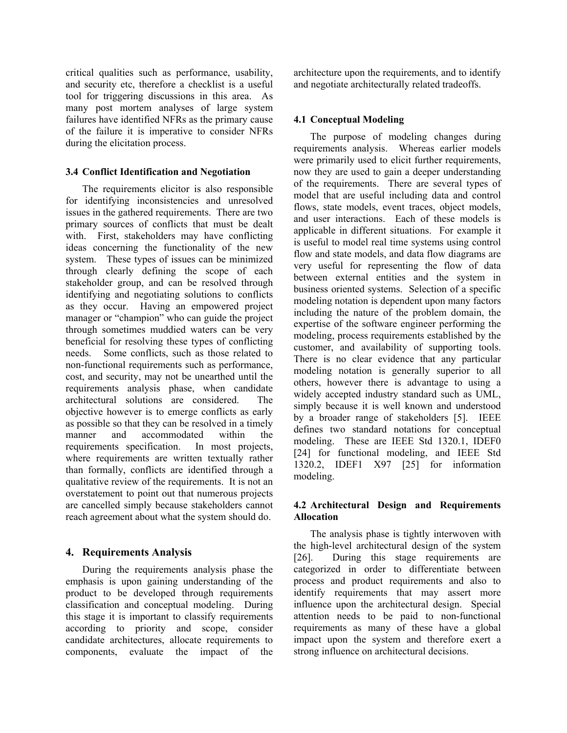critical qualities such as performance, usability, and security etc, therefore a checklist is a useful tool for triggering discussions in this area. As many post mortem analyses of large system failures have identified NFRs as the primary cause of the failure it is imperative to consider NFRs during the elicitation process.

### 3.4 Conflict Identification and Negotiation

The requirements elicitor is also responsible for identifying inconsistencies and unresolved issues in the gathered requirements. There are two primary sources of conflicts that must be dealt with. First, stakeholders may have conflicting ideas concerning the functionality of the new system. These types of issues can be minimized through clearly defining the scope of each stakeholder group, and can be resolved through identifying and negotiating solutions to conflicts as they occur. Having an empowered project manager or "champion" who can guide the project through sometimes muddied waters can be very beneficial for resolving these types of conflicting needs. Some conflicts, such as those related to non-functional requirements such as performance, cost, and security, may not be unearthed until the requirements analysis phase, when candidate architectural solutions are considered. The objective however is to emerge conflicts as early as possible so that they can be resolved in a timely manner and accommodated within the requirements specification. In most projects, where requirements are written textually rather than formally, conflicts are identified through a qualitative review of the requirements. It is not an overstatement to point out that numerous projects are cancelled simply because stakeholders cannot reach agreement about what the system should do.

## 4. Requirements Analysis

During the requirements analysis phase the emphasis is upon gaining understanding of the product to be developed through requirements classification and conceptual modeling. During this stage it is important to classify requirements according to priority and scope, consider candidate architectures, allocate requirements to components, evaluate the impact of the architecture upon the requirements, and to identify and negotiate architecturally related tradeoffs.

### 4.1 Conceptual Modeling

The purpose of modeling changes during requirements analysis. Whereas earlier models were primarily used to elicit further requirements, now they are used to gain a deeper understanding of the requirements. There are several types of model that are useful including data and control flows, state models, event traces, object models, and user interactions. Each of these models is applicable in different situations. For example it is useful to model real time systems using control flow and state models, and data flow diagrams are very useful for representing the flow of data between external entities and the system in business oriented systems. Selection of a specific modeling notation is dependent upon many factors including the nature of the problem domain, the expertise of the software engineer performing the modeling, process requirements established by the customer, and availability of supporting tools. There is no clear evidence that any particular modeling notation is generally superior to all others, however there is advantage to using a widely accepted industry standard such as UML, simply because it is well known and understood by a broader range of stakeholders [5]. IEEE defines two standard notations for conceptual modeling. These are IEEE Std 1320.1, IDEF0 [24] for functional modeling, and IEEE Std 1320.2, IDEF1 X97 [25] for information modeling.

### 4.2 Architectural Design and Requirements Allocation

The analysis phase is tightly interwoven with the high-level architectural design of the system [26]. During this stage requirements are categorized in order to differentiate between process and product requirements and also to identify requirements that may assert more influence upon the architectural design. Special attention needs to be paid to non-functional requirements as many of these have a global impact upon the system and therefore exert a strong influence on architectural decisions.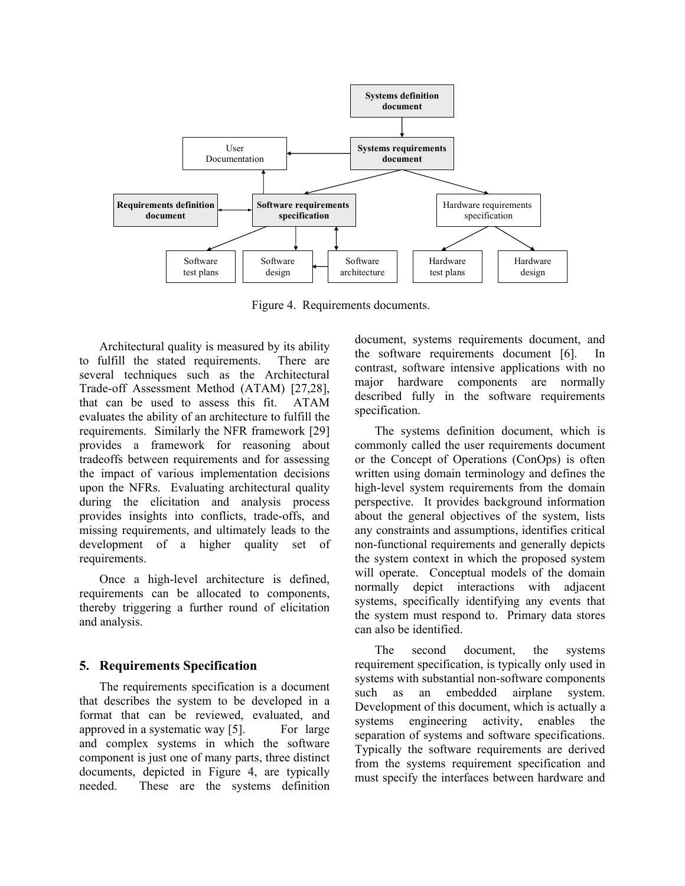Figure 4. Requirements documents.

Architectural quality is measured by its ability to fulfill the stated requirements. There are several techniques such as the Architectural Trade-off Assessment Method (ATAM) [27,28], that can be used to assess this fit. ATAM evaluates the ability of an architecture to fulfill the requirements. Similarly the NFR framework [29] provides a framework for reasoning about tradeoffs between requirements and for assessing the impact of various implementation decisions upon the NFRs. Evaluating architectural quality during the elicitation and analysis process provides insights into conflicts, trade-offs, and missing requirements, and ultimately leads to the development of a higher quality set of requirements.

Once a high-level architecture is defined, requirements can be allocated to components, thereby triggering a further round of elicitation and analysis.

## 5. Requirements Specification

The requirements specification is a document that describes the system to be developed in a format that can be reviewed, evaluated, and approved in a systematic way [5]. For large and complex systems in which the software component is just one of many parts, three distinct documents, depicted in Figure 4, are typically needed. These are the systems definition document, systems requirements document, and the software requirements document [6]. In contrast, software intensive applications with no major hardware components are normally described fully in the software requirements specification.

The systems definition document, which is commonly called the user requirements document or the Concept of Operations (ConOps) is often written using domain terminology and defines the high-level system requirements from the domain perspective. It provides background information about the general objectives of the system, lists any constraints and assumptions, identifies critical non-functional requirements and generally depicts the system context in which the proposed system will operate. Conceptual models of the domain normally depict interactions with adjacent systems, specifically identifying any events that the system must respond to. Primary data stores can also be identified.

The second document, the systems requirement specification, is typically only used in systems with substantial non-software components such as an embedded airplane system. Development of this document, which is actually a systems engineering activity, enables the separation of systems and software specifications. Typically the software requirements are derived from the systems requirement specification and must specify the interfaces between hardware and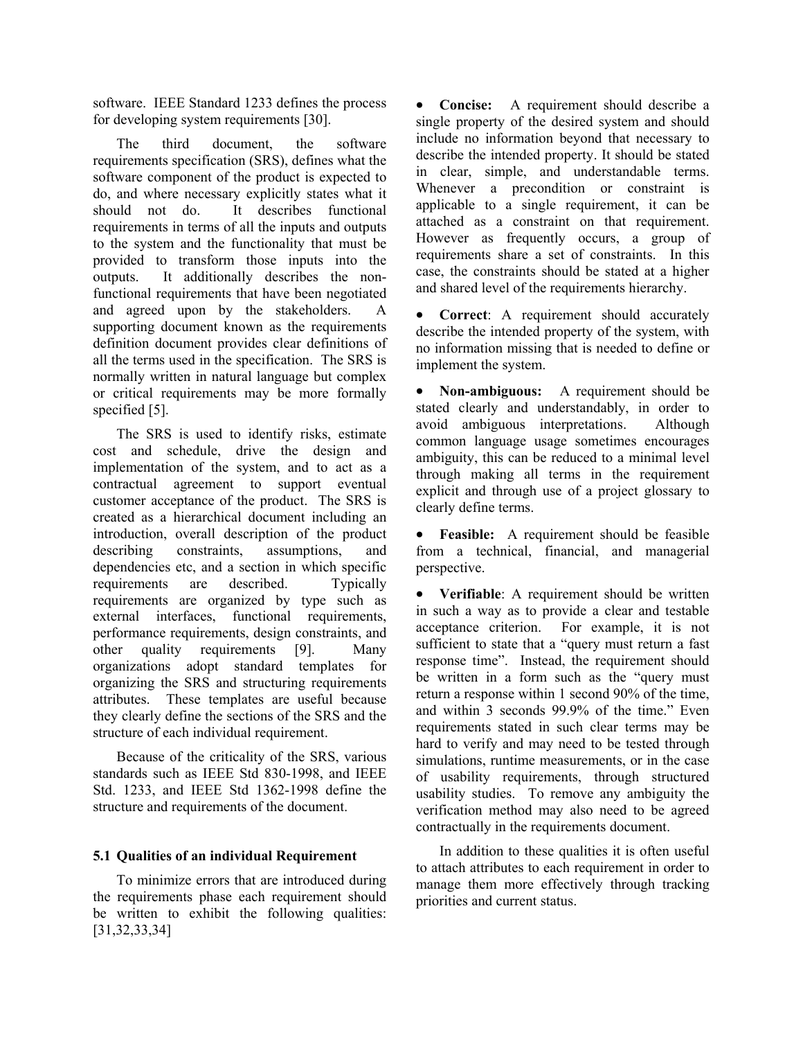software. IEEE Standard 1233 defines the process for developing system requirements [30].

The third document, the software requirements specification (SRS), defines what the software component of the product is expected to do, and where necessary explicitly states what it should not do. It describes functional requirements in terms of all the inputs and outputs to the system and the functionality that must be provided to transform those inputs into the outputs. It additionally describes the non-functional requirements that have been negotiated and agreed upon by the stakeholders. A supporting document known as the requirements definition document provides clear definitions of all the terms used in the specification. The SRS is normally written in natural language but complex or critical requirements may be more formally specified [5].

The SRS is used to identify risks, estimate cost and schedule, drive the design and implementation of the system, and to act as a contractual agreement to support eventual customer acceptance of the product. The SRS is created as a hierarchical document including an introduction, overall description of the product describing constraints, assumptions, and dependencies etc, and a section in which specific requirements are described. Typically requirements are organized by type such as external interfaces, functional requirements, performance requirements, design constraints, and other quality requirements [9]. Many organizations adopt standard templates for organizing the SRS and structuring requirements attributes. These templates are useful because they clearly define the sections of the SRS and the structure of each individual requirement.

Because of the criticality of the SRS, various standards such as IEEE Std 830-1998, and IEEE Std. 1233, and IEEE Std 1362-1998 define the structure and requirements of the document.

### 5.1 Qualities of an individual Requirement

To minimize errors that are introduced during the requirements phase each requirement should be written to exhibit the following qualities: [31,32,33,34]

- **Concise:** A requirement should describe a single property of the desired system and should include no information beyond that necessary to describe the intended property. It should be stated in clear, simple, and understandable terms. Whenever a precondition or constraint is applicable to a single requirement, it can be attached as a constraint on that requirement. However as frequently occurs, a group of requirements share a set of constraints. In this case, the constraints should be stated at a higher and shared level of the requirements hierarchy.

- **Correct**: A requirement should accurately describe the intended property of the system, with no information missing that is needed to define or implement the system.

- **Non-ambiguous:** A requirement should be stated clearly and understandably, in order to avoid ambiguous interpretations. Although common language usage sometimes encourages ambiguity, this can be reduced to a minimal level through making all terms in the requirement explicit and through use of a project glossary to clearly define terms.

- **Feasible:** A requirement should be feasible from a technical, financial, and managerial perspective.

- **Verifiable**: A requirement should be written in such a way as to provide a clear and testable acceptance criterion. For example, it is not sufficient to state that a "query must return a fast response time". Instead, the requirement should be written in a form such as the "query must return a response within 1 second 90% of the time, and within 3 seconds 99.9% of the time." Even requirements stated in such clear terms may be hard to verify and may need to be tested through simulations, runtime measurements, or in the case of usability requirements, through structured usability studies. To remove any ambiguity the verification method may also need to be agreed contractually in the requirements document.

In addition to these qualities it is often useful to attach attributes to each requirement in order to manage them more effectively through tracking priorities and current status.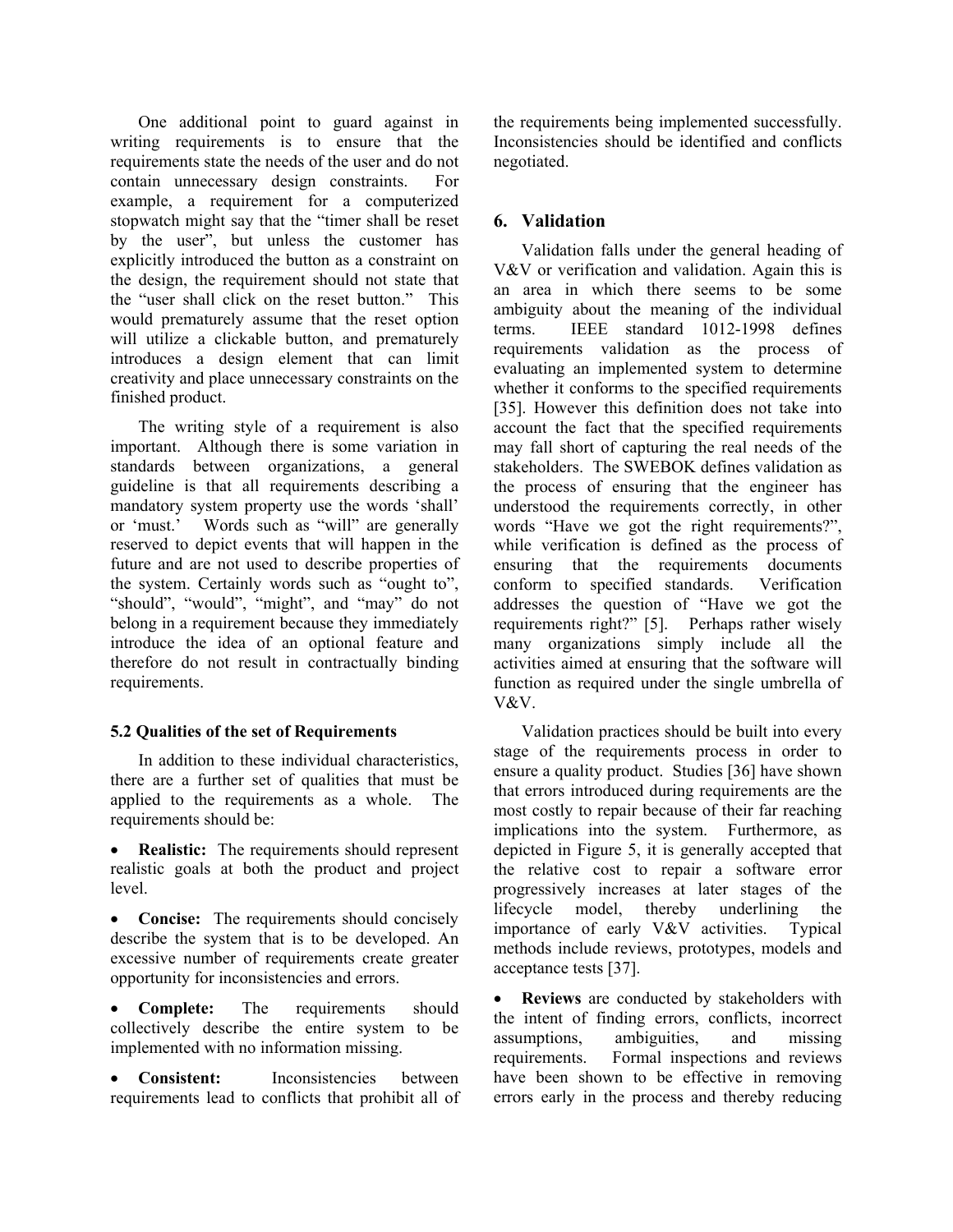One additional point to guard against in writing requirements is to ensure that the requirements state the needs of the user and do not contain unnecessary design constraints. For example, a requirement for a computerized stopwatch might say that the "timer shall be reset by the user", but unless the customer has explicitly introduced the button as a constraint on the design, the requirement should not state that the "user shall click on the reset button." This would prematurely assume that the reset option will utilize a clickable button, and prematurely introduces a design element that can limit creativity and place unnecessary constraints on the finished product.

The writing style of a requirement is also important. Although there is some variation in standards between organizations, a general guideline is that all requirements describing a mandatory system property use the words 'shall' or 'must.' Words such as "will" are generally reserved to depict events that will happen in the future and are not used to describe properties of the system. Certainly words such as "ought to", "should", "would", "might", and "may" do not belong in a requirement because they immediately introduce the idea of an optional feature and therefore do not result in contractually binding requirements.

### 5.2 Qualities of the set of Requirements

In addition to these individual characteristics, there are a further set of qualities that must be applied to the requirements as a whole. The requirements should be:

- **Realistic:** The requirements should represent realistic goals at both the product and project level.
- **Concise:** The requirements should concisely describe the system that is to be developed. An excessive number of requirements create greater opportunity for inconsistencies and errors.
- **Complete:** The requirements should collectively describe the entire system to be implemented with no information missing.
- **Consistent:** Inconsistencies between requirements lead to conflicts that prohibit all of the requirements being implemented successfully. Inconsistencies should be identified and conflicts negotiated.

## 6. Validation

Validation falls under the general heading of V&V or verification and validation. Again this is an area in which there seems to be some ambiguity about the meaning of the individual terms. IEEE standard 1012-1998 defines requirements validation as the process of evaluating an implemented system to determine whether it conforms to the specified requirements [35]. However this definition does not take into account the fact that the specified requirements may fall short of capturing the real needs of the stakeholders. The SWEBOK defines validation as the process of ensuring that the engineer has understood the requirements correctly, in other words "Have we got the right requirements?", while verification is defined as the process of ensuring that the requirements documents conform to specified standards. Verification addresses the question of "Have we got the requirements right?" [5]. Perhaps rather wisely many organizations simply include all the activities aimed at ensuring that the software will function as required under the single umbrella of V&V.

Validation practices should be built into every stage of the requirements process in order to ensure a quality product. Studies [36] have shown that errors introduced during requirements are the most costly to repair because of their far reaching implications into the system. Furthermore, as depicted in Figure 5, it is generally accepted that the relative cost to repair a software error progressively increases at later stages of the lifecycle model, thereby underlining the importance of early V&V activities. Typical methods include reviews, prototypes, models and acceptance tests [37].

- **Reviews** are conducted by stakeholders with the intent of finding errors, conflicts, incorrect assumptions, ambiguities, and missing requirements. Formal inspections and reviews have been shown to be effective in removing errors early in the process and thereby reducing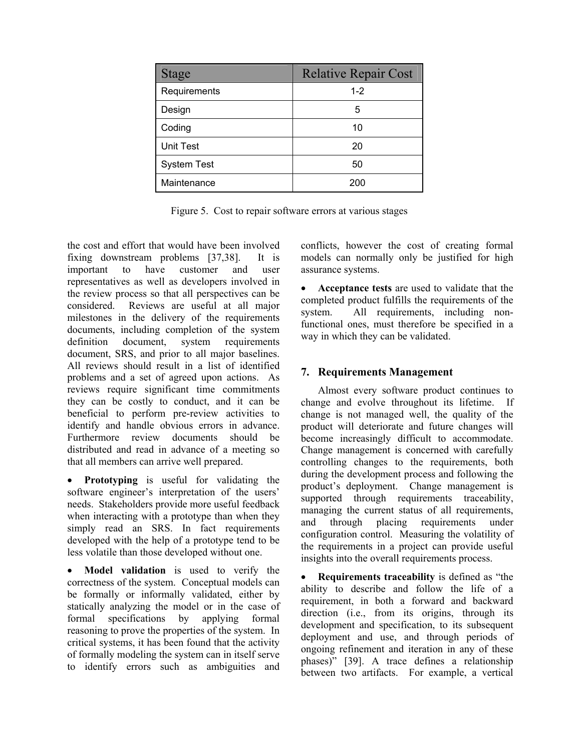| Stage | Relative Repair Cost |
| --- | --- |
| Requirements | 1-2 |
| Design | 5 |
| Coding | 10 |
| Unit Test | 20 |
| System Test | 50 |
| Maintenance | 200 |

Figure 5. Cost to repair software errors at various stages

the cost and effort that would have been involved fixing downstream problems [37,38]. It is important to have customer and user representatives as well as developers involved in the review process so that all perspectives can be considered. Reviews are useful at all major milestones in the delivery of the requirements documents, including completion of the system definition document, system requirements document, SRS, and prior to all major baselines. All reviews should result in a list of identified problems and a set of agreed upon actions. As reviews require significant time commitments they can be costly to conduct, and it can be beneficial to perform pre-review activities to identify and handle obvious errors in advance. Furthermore review documents should be distributed and read in advance of a meeting so that all members can arrive well prepared.

- **Prototyping** is useful for validating the software engineer's interpretation of the users' needs. Stakeholders provide more useful feedback when interacting with a prototype than when they simply read an SRS. In fact requirements developed with the help of a prototype tend to be less volatile than those developed without one.

- **Model validation** is used to verify the correctness of the system. Conceptual models can be formally or informally validated, either by statically analyzing the model or in the case of formal specifications by applying formal reasoning to prove the properties of the system. In critical systems, it has been found that the activity of formally modeling the system can in itself serve to identify errors such as ambiguities and conflicts, however the cost of creating formal models can normally only be justified for high assurance systems.

- **Acceptance tests** are used to validate that the completed product fulfills the requirements of the system. All requirements, including non-functional ones, must therefore be specified in a way in which they can be validated.

## 7. Requirements Management

Almost every software product continues to change and evolve throughout its lifetime. If change is not managed well, the quality of the product will deteriorate and future changes will become increasingly difficult to accommodate. Change management is concerned with carefully controlling changes to the requirements, both during the development process and following the product's deployment. Change management is supported through requirements traceability, managing the current status of all requirements, and through placing requirements under configuration control. Measuring the volatility of the requirements in a project can provide useful insights into the overall requirements process.

- **Requirements traceability** is defined as "the ability to describe and follow the life of a requirement, in both a forward and backward direction (i.e., from its origins, through its development and specification, to its subsequent deployment and use, and through periods of ongoing refinement and iteration in any of these phases)" [39]. A trace defines a relationship between two artifacts. For example, a vertical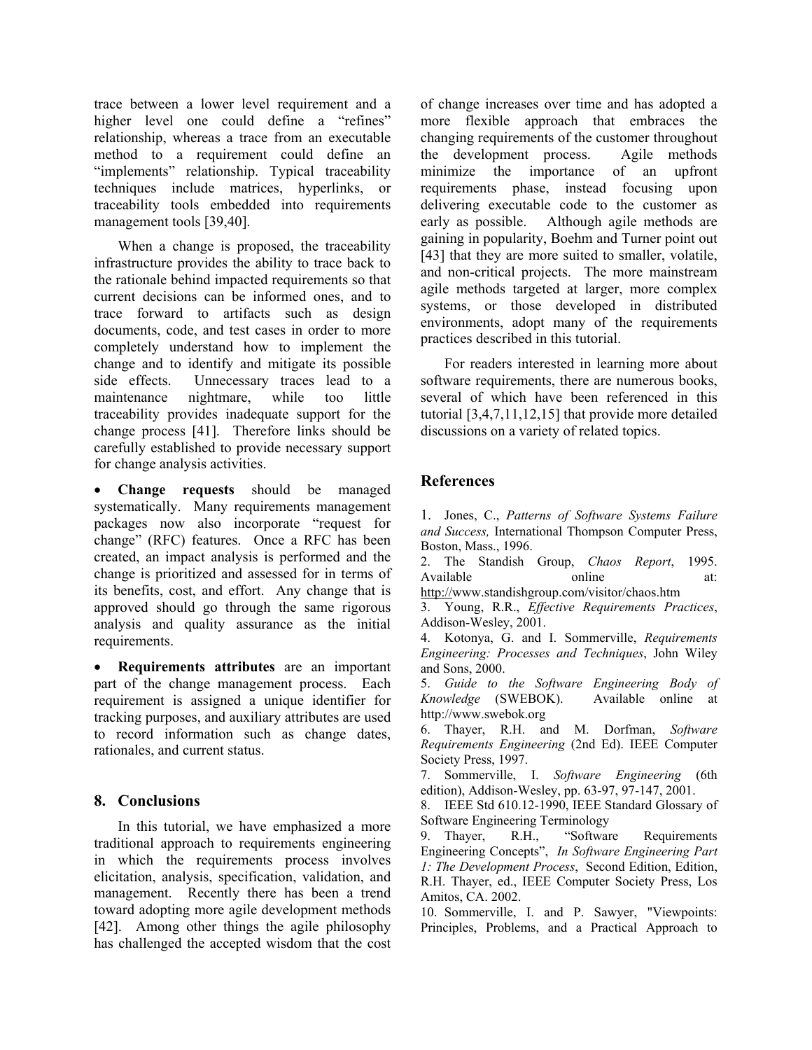trace between a lower level requirement and a higher level one could define a "refines" relationship, whereas a trace from an executable method to a requirement could define an "implements" relationship. Typical traceability techniques include matrices, hyperlinks, or traceability tools embedded into requirements management tools [39,40].

When a change is proposed, the traceability infrastructure provides the ability to trace back to the rationale behind impacted requirements so that current decisions can be informed ones, and to trace forward to artifacts such as design documents, code, and test cases in order to more completely understand how to implement the change and to identify and mitigate its possible side effects. Unnecessary traces lead to a maintenance nightmare, while too little traceability provides inadequate support for the change process [41]. Therefore links should be carefully established to provide necessary support for change analysis activities.

- **Change requests** should be managed systematically. Many requirements management packages now also incorporate "request for change" (RFC) features. Once a RFC has been created, an impact analysis is performed and the change is prioritized and assessed for in terms of its benefits, cost, and effort. Any change that is approved should go through the same rigorous analysis and quality assurance as the initial requirements.

- **Requirements attributes** are an important part of the change management process. Each requirement is assigned a unique identifier for tracking purposes, and auxiliary attributes are used to record information such as change dates, rationales, and current status.

## 8. Conclusions

In this tutorial, we have emphasized a more traditional approach to requirements engineering in which the requirements process involves elicitation, analysis, specification, validation, and management. Recently there has been a trend toward adopting more agile development methods [42]. Among other things the agile philosophy has challenged the accepted wisdom that the cost of change increases over time and has adopted a more flexible approach that embraces the changing requirements of the customer throughout the development process. Agile methods minimize the importance of an upfront requirements phase, instead focusing upon delivering executable code to the customer as early as possible. Although agile methods are gaining in popularity, Boehm and Turner point out [43] that they are more suited to smaller, volatile, and non-critical projects. The more mainstream agile methods targeted at larger, more complex systems, or those developed in distributed environments, adopt many of the requirements practices described in this tutorial.

For readers interested in learning more about software requirements, there are numerous books, several of which have been referenced in this tutorial [3,4,7,11,12,15] that provide more detailed discussions on a variety of related topics.

## References

1. Jones, C., *Patterns of Software Systems Failure and Success,* International Thompson Computer Press, Boston, Mass., 1996.
2. The Standish Group, *Chaos Report*, 1995. Available online at: http://www.standishgroup.com/visitor/chaos.htm
3. Young, R.R., *Effective Requirements Practices*, Addison-Wesley, 2001.
4. Kotonya, G. and I. Sommerville, *Requirements Engineering: Processes and Techniques*, John Wiley and Sons, 2000.
5. *Guide to the Software Engineering Body of Knowledge* (SWEBOK). Available online at http://www.swebok.org
6. Thayer, R.H. and M. Dorfman, *Software Requirements Engineering* (2nd Ed). IEEE Computer Society Press, 1997.
7. Sommerville, I. *Software Engineering* (6th edition), Addison-Wesley, pp. 63-97, 97-147, 2001.
8. IEEE Std 610.12-1990, IEEE Standard Glossary of Software Engineering Terminology
9. Thayer, R.H., "Software Requirements Engineering Concepts", *In Software Engineering Part 1: The Development Process*, Second Edition, Edition, R.H. Thayer, ed., IEEE Computer Society Press, Los Amitos, CA. 2002.
10. Sommerville, I. and P. Sawyer, "Viewpoints: Principles, Problems, and a Practical Approach to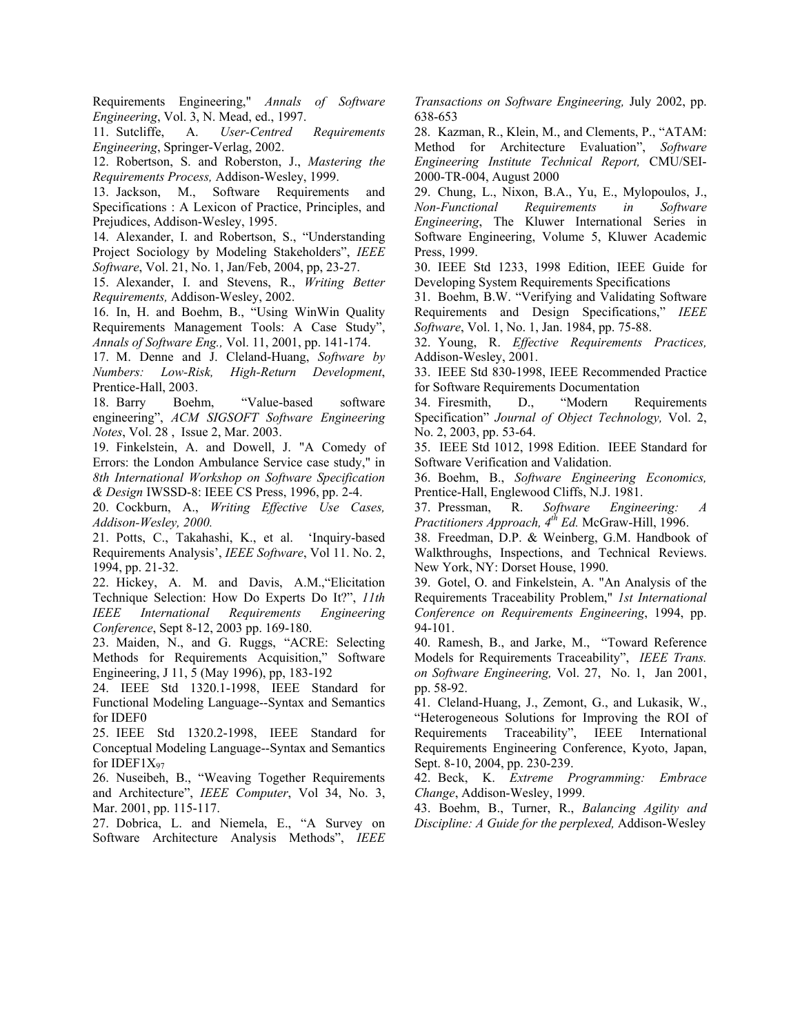Requirements Engineering," *Annals of Software Engineering*, Vol. 3, N. Mead, ed., 1997.

11. Sutcliffe, A. *User-Centred Requirements Engineering*, Springer-Verlag, 2002.

12. Robertson, S. and Roberston, J., *Mastering the Requirements Process,* Addison-Wesley, 1999.

13. Jackson, M., Software Requirements and Specifications : A Lexicon of Practice, Principles, and Prejudices, Addison-Wesley, 1995.

14. Alexander, I. and Robertson, S., "Understanding Project Sociology by Modeling Stakeholders", *IEEE Software*, Vol. 21, No. 1, Jan/Feb, 2004, pp, 23-27.

15. Alexander, I. and Stevens, R., *Writing Better Requirements,* Addison-Wesley, 2002.

16. In, H. and Boehm, B., "Using WinWin Quality Requirements Management Tools: A Case Study", *Annals of Software Eng.,* Vol. 11, 2001, pp. 141-174.

17. M. Denne and J. Cleland-Huang, *Software by Numbers: Low-Risk, High-Return Development*, Prentice-Hall, 2003.

18. Barry Boehm, "Value-based software engineering", *ACM SIGSOFT Software Engineering Notes*, Vol. 28 , Issue 2, Mar. 2003.

19. Finkelstein, A. and Dowell, J. "A Comedy of Errors: the London Ambulance Service case study," in *8th International Workshop on Software Specification & Design* IWSSD-8: IEEE CS Press, 1996, pp. 2-4.

20. Cockburn, A., *Writing Effective Use Cases, Addison-Wesley, 2000.*

21. Potts, C., Takahashi, K., et al. 'Inquiry-based Requirements Analysis', *IEEE Software*, Vol 11. No. 2, 1994, pp. 21-32.

22. Hickey, A. M. and Davis, A.M.,"Elicitation Technique Selection: How Do Experts Do It?", *11th IEEE International Requirements Engineering Conference*, Sept 8-12, 2003 pp. 169-180.

23. Maiden, N., and G. Ruggs, "ACRE: Selecting Methods for Requirements Acquisition," Software Engineering, J 11, 5 (May 1996), pp, 183-192

24. IEEE Std 1320.1-1998, IEEE Standard for Functional Modeling Language--Syntax and Semantics for IDEF0

25. IEEE Std 1320.2-1998, IEEE Standard for Conceptual Modeling Language--Syntax and Semantics for $IDEF1X_{97}$

26. Nuseibeh, B., "Weaving Together Requirements and Architecture", *IEEE Computer*, Vol 34, No. 3, Mar. 2001, pp. 115-117.

27. Dobrica, L. and Niemela, E., "A Survey on Software Architecture Analysis Methods", *IEEE Transactions on Software Engineering,* July 2002, pp. 638-653

28. Kazman, R., Klein, M., and Clements, P., "ATAM: Method for Architecture Evaluation", *Software Engineering Institute Technical Report,* CMU/SEI-2000-TR-004, August 2000

29. Chung, L., Nixon, B.A., Yu, E., Mylopoulos, J., *Non-Functional Requirements in Software Engineering*, The Kluwer International Series in Software Engineering, Volume 5, Kluwer Academic Press, 1999.

30. IEEE Std 1233, 1998 Edition, IEEE Guide for Developing System Requirements Specifications

31. Boehm, B.W. "Verifying and Validating Software Requirements and Design Specifications," *IEEE Software*, Vol. 1, No. 1, Jan. 1984, pp. 75-88.

32. Young, R. *Effective Requirements Practices,* Addison-Wesley, 2001.

33. IEEE Std 830-1998, IEEE Recommended Practice for Software Requirements Documentation

34. Firesmith, D., "Modern Requirements Specification" *Journal of Object Technology,* Vol. 2, No. 2, 2003, pp. 53-64.

35. IEEE Std 1012, 1998 Edition. IEEE Standard for Software Verification and Validation.

36. Boehm, B., *Software Engineering Economics,* Prentice-Hall, Englewood Cliffs, N.J. 1981.

37. Pressman, R. *Software Engineering: A Practitioners Approach, 4th Ed.* McGraw-Hill, 1996.

38. Freedman, D.P. & Weinberg, G.M. Handbook of Walkthroughs, Inspections, and Technical Reviews. New York, NY: Dorset House, 1990.

39. Gotel, O. and Finkelstein, A. "An Analysis of the Requirements Traceability Problem," *1st International Conference on Requirements Engineering*, 1994, pp. 94-101.

40. Ramesh, B., and Jarke, M., "Toward Reference Models for Requirements Traceability", *IEEE Trans. on Software Engineering,* Vol. 27, No. 1, Jan 2001, pp. 58-92.

41. Cleland-Huang, J., Zemont, G., and Lukasik, W., "Heterogeneous Solutions for Improving the ROI of Requirements Traceability", IEEE International Requirements Engineering Conference, Kyoto, Japan, Sept. 8-10, 2004, pp. 230-239.

42. Beck, K. *Extreme Programming: Embrace Change*, Addison-Wesley, 1999.

43. Boehm, B., Turner, R., *Balancing Agility and Discipline: A Guide for the perplexed,* Addison-Wesley